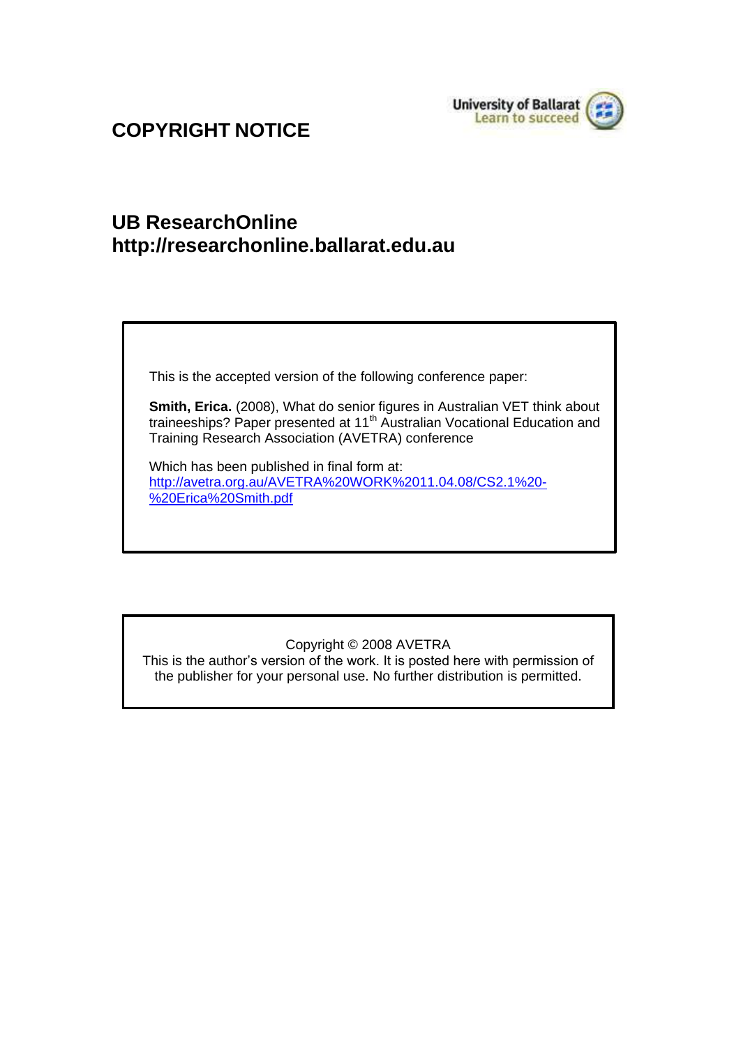# COPYRIGHT NOTICE

University of Ballarat
Learn to succeed

## UB ResearchOnline
## http://researchonline.ballarat.edu.au

This is the accepted version of the following conference paper:

**Smith, Erica.** (2008), What do senior figures in Australian VET think about traineeships? Paper presented at 11th Australian Vocational Education and Training Research Association (AVETRA) conference

Which has been published in final form at:
http://avetra.org.au/AVETRA%20WORK%2011.04.08/CS2.1%20-%20Erica%20Smith.pdf

Copyright © 2008 AVETRA
This is the author's version of the work. It is posted here with permission of the publisher for your personal use. No further distribution is permitted.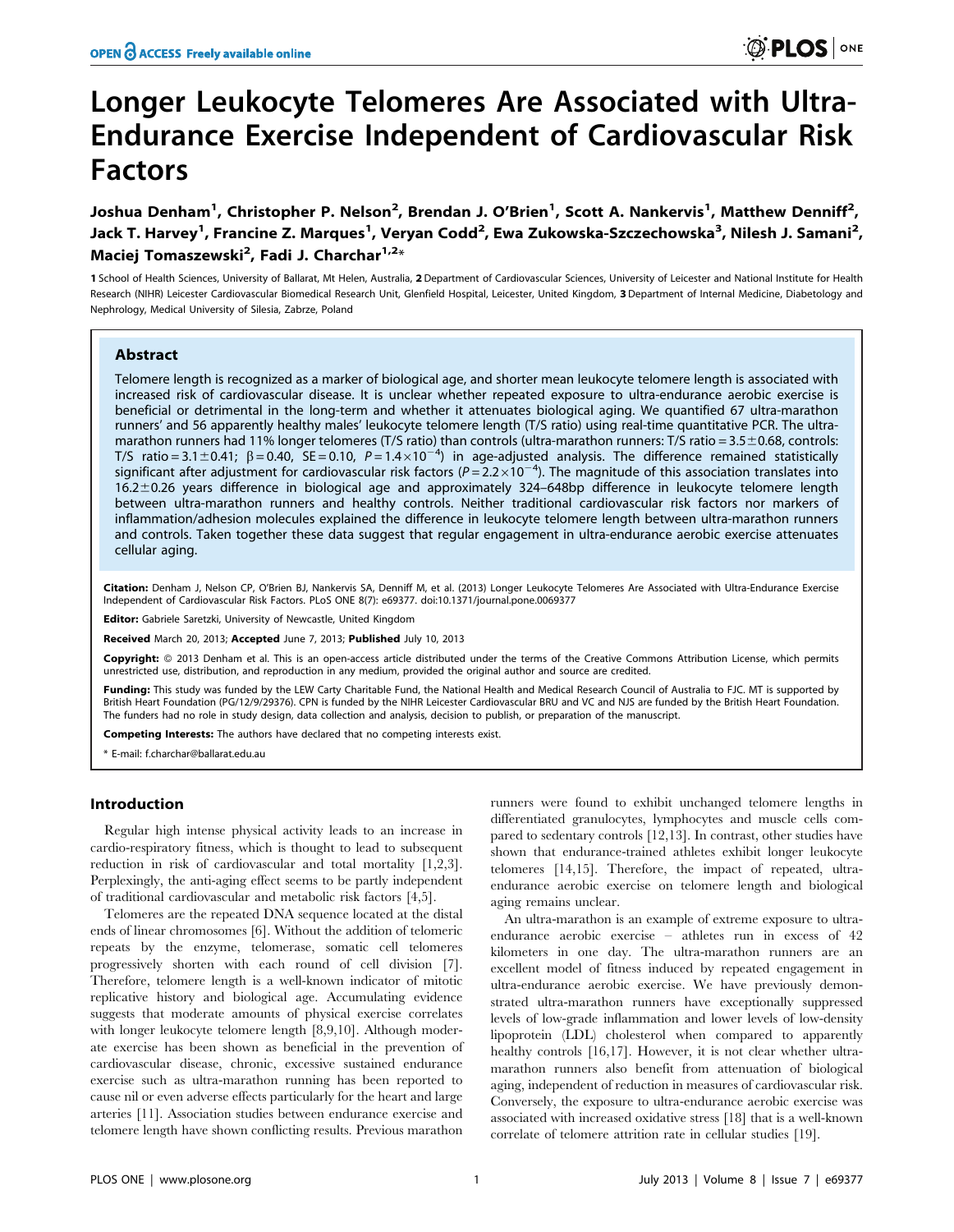# Longer Leukocyte Telomeres Are Associated with Ultra-Endurance Exercise Independent of Cardiovascular Risk Factors

**Joshua Denham[1], Christopher P. Nelson[2], Brendan J. O'Brien[1], Scott A. Nankervis[1], Matthew Denniff[2], Jack T. Harvey[1], Francine Z. Marques[1], Veryan Codd[2], Ewa Zukowska-Szczechowska[3], Nilesh J. Samani[2], Maciej Tomaszewski[2], Fadi J. Charchar[1,2]***

**1** School of Health Sciences, University of Ballarat, Mt Helen, Australia, **2** Department of Cardiovascular Sciences, University of Leicester and National Institute for Health Research (NIHR) Leicester Cardiovascular Biomedical Research Unit, Glenfield Hospital, Leicester, United Kingdom, **3** Department of Internal Medicine, Diabetology and Nephrology, Medical University of Silesia, Zabrze, Poland

## Abstract

Telomere length is recognized as a marker of biological age, and shorter mean leukocyte telomere length is associated with increased risk of cardiovascular disease. It is unclear whether repeated exposure to ultra-endurance aerobic exercise is beneficial or detrimental in the long-term and whether it attenuates biological aging. We quantified 67 ultra-marathon runners' and 56 apparently healthy males' leukocyte telomere length (T/S ratio) using real-time quantitative PCR. The ultra-marathon runners had 11% longer telomeres (T/S ratio) than controls (ultra-marathon runners: T/S ratio = $3.5 \pm 0.68$, controls: T/S ratio = $3.1 \pm 0.41$; $\beta = 0.40$, SE = 0.10, $P = 1.4 \times 10^{-4}$) in age-adjusted analysis. The difference remained statistically significant after adjustment for cardiovascular risk factors ($P = 2.2 \times 10^{-4}$). The magnitude of this association translates into $16.2 \pm 0.26$ years difference in biological age and approximately 324–648bp difference in leukocyte telomere length between ultra-marathon runners and healthy controls. Neither traditional cardiovascular risk factors nor markers of inflammation/adhesion molecules explained the difference in leukocyte telomere length between ultra-marathon runners and controls. Taken together these data suggest that regular engagement in ultra-endurance aerobic exercise attenuates cellular aging.

**Citation:** Denham J, Nelson CP, O'Brien BJ, Nankervis SA, Denniff M, et al. (2013) Longer Leukocyte Telomeres Are Associated with Ultra-Endurance Exercise Independent of Cardiovascular Risk Factors. PLoS ONE 8(7): e69377. doi:10.1371/journal.pone.0069377

**Editor:** Gabriele Saretzki, University of Newcastle, United Kingdom

**Received** March 20, 2013; **Accepted** June 7, 2013; **Published** July 10, 2013

**Copyright:** © 2013 Denham et al. This is an open-access article distributed under the terms of the Creative Commons Attribution License, which permits unrestricted use, distribution, and reproduction in any medium, provided the original author and source are credited.

**Funding:** This study was funded by the LEW Carty Charitable Fund, the National Health and Medical Research Council of Australia to FJC. MT is supported by British Heart Foundation (PG/12/9/29376). CPN is funded by the NIHR Leicester Cardiovascular BRU and VC and NJS are funded by the British Heart Foundation. The funders had no role in study design, data collection and analysis, decision to publish, or preparation of the manuscript.

**Competing Interests:** The authors have declared that no competing interests exist.

* E-mail: f.charchar@ballarat.edu.au

## Introduction

Regular high intense physical activity leads to an increase in cardio-respiratory fitness, which is thought to lead to subsequent reduction in risk of cardiovascular and total mortality [1,2,3]. Perplexingly, the anti-aging effect seems to be partly independent of traditional cardiovascular and metabolic risk factors [4,5].

Telomeres are the repeated DNA sequence located at the distal ends of linear chromosomes [6]. Without the addition of telomeric repeats by the enzyme, telomerase, somatic cell telomeres progressively shorten with each round of cell division [7]. Therefore, telomere length is a well-known indicator of mitotic replicative history and biological age. Accumulating evidence suggests that moderate amounts of physical exercise correlates with longer leukocyte telomere length [8,9,10]. Although moderate exercise has been shown as beneficial in the prevention of cardiovascular disease, chronic, excessive sustained endurance exercise such as ultra-marathon running has been reported to cause nil or even adverse effects particularly for the heart and large arteries [11]. Association studies between endurance exercise and telomere length have shown conflicting results. Previous marathon runners were found to exhibit unchanged telomere lengths in differentiated granulocytes, lymphocytes and muscle cells compared to sedentary controls [12,13]. In contrast, other studies have shown that endurance-trained athletes exhibit longer leukocyte telomeres [14,15]. Therefore, the impact of repeated, ultra-endurance aerobic exercise on telomere length and biological aging remains unclear.

An ultra-marathon is an example of extreme exposure to ultra-endurance aerobic exercise – athletes run in excess of 42 kilometers in one day. The ultra-marathon runners are an excellent model of fitness induced by repeated engagement in ultra-endurance aerobic exercise. We have previously demonstrated ultra-marathon runners have exceptionally suppressed levels of low-grade inflammation and lower levels of low-density lipoprotein (LDL) cholesterol when compared to apparently healthy controls [16,17]. However, it is not clear whether ultra-marathon runners also benefit from attenuation of biological aging, independent of reduction in measures of cardiovascular risk. Conversely, the exposure to ultra-endurance aerobic exercise was associated with increased oxidative stress [18] that is a well-known correlate of telomere attrition rate in cellular studies [19].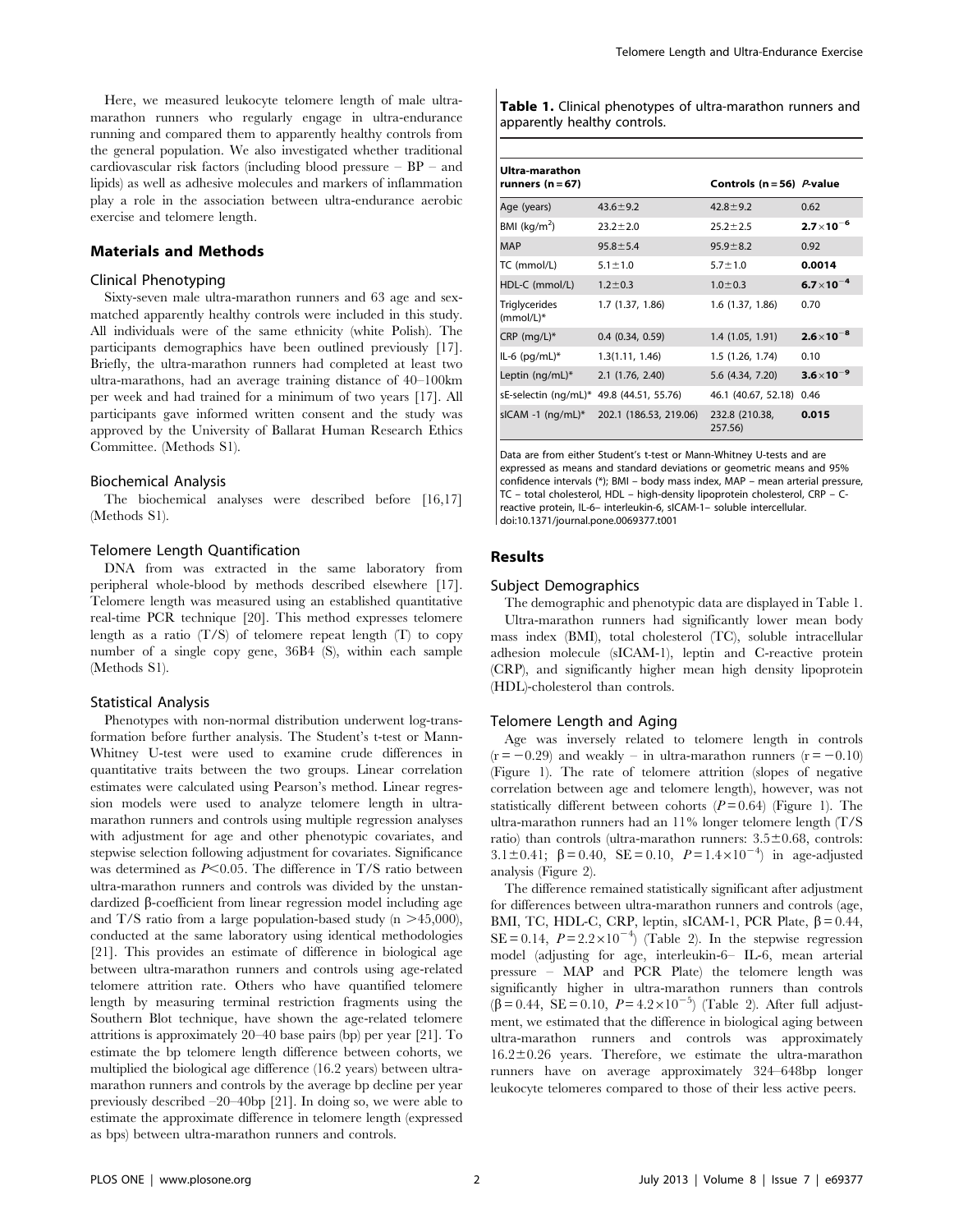Here, we measured leukocyte telomere length of male ultra-marathon runners who regularly engage in ultra-endurance running and compared them to apparently healthy controls from the general population. We also investigated whether traditional cardiovascular risk factors (including blood pressure – BP – and lipids) as well as adhesive molecules and markers of inflammation play a role in the association between ultra-endurance aerobic exercise and telomere length.

## Materials and Methods

### Clinical Phenotyping

Sixty-seven male ultra-marathon runners and 63 age and sex-matched apparently healthy controls were included in this study. All individuals were of the same ethnicity (white Polish). The participants demographics have been outlined previously [17]. Briefly, the ultra-marathon runners had completed at least two ultra-marathons, had an average training distance of 40–100km per week and had trained for a minimum of two years [17]. All participants gave informed written consent and the study was approved by the University of Ballarat Human Research Ethics Committee. (Methods S1).

### Biochemical Analysis

The biochemical analyses were described before [16,17] (Methods S1).

### Telomere Length Quantification

DNA from was extracted in the same laboratory from peripheral whole-blood by methods described elsewhere [17]. Telomere length was measured using an established quantitative real-time PCR technique [20]. This method expresses telomere length as a ratio (T/S) of telomere repeat length (T) to copy number of a single copy gene, 36B4 (S), within each sample (Methods S1).

### Statistical Analysis

Phenotypes with non-normal distribution underwent log-transformation before further analysis. The Student's t-test or Mann-Whitney U-test were used to examine crude differences in quantitative traits between the two groups. Linear correlation estimates were calculated using Pearson's method. Linear regression models were used to analyze telomere length in ultra-marathon runners and controls using multiple regression analyses with adjustment for age and other phenotypic covariates, and stepwise selection following adjustment for covariates. Significance was determined as $P<0.05$. The difference in T/S ratio between ultra-marathon runners and controls was divided by the unstandardized β-coefficient from linear regression model including age and T/S ratio from a large population-based study ($n > 45,000$), conducted at the same laboratory using identical methodologies [21]. This provides an estimate of difference in biological age between ultra-marathon runners and controls using age-related telomere attrition rate. Others who have quantified telomere length by measuring terminal restriction fragments using the Southern Blot technique, have shown the age-related telomere attritions is approximately 20–40 base pairs (bp) per year [21]. To estimate the bp telomere length difference between cohorts, we multiplied the biological age difference (16.2 years) between ultra-marathon runners and controls by the average bp decline per year previously described –20–40bp [21]. In doing so, we were able to estimate the approximate difference in telomere length (expressed as bps) between ultra-marathon runners and controls.

**Table 1.** Clinical phenotypes of ultra-marathon runners and apparently healthy controls.

| Ultra-marathon runners (n = 67) | | Controls (n = 56) | P-value |
|---|---|---|---|
| Age (years) | 43.6±9.2 | 42.8±9.2 | 0.62 |
| BMI (kg/m$^2$) | 23.2±2.0 | 25.2±2.5 | **$2.7\times10^{-6}$** |
| MAP | 95.8±5.4 | 95.9±8.2 | 0.92 |
| TC (mmol/L) | 5.1±1.0 | 5.7±1.0 | **0.0014** |
| HDL-C (mmol/L) | 1.2±0.3 | 1.0±0.3 | **$6.7\times10^{-4}$** |
| Triglycerides (mmol/L)* | 1.7 (1.37, 1.86) | 1.6 (1.37, 1.86) | 0.70 |
| CRP (mg/L)* | 0.4 (0.34, 0.59) | 1.4 (1.05, 1.91) | **$2.6\times10^{-8}$** |
| IL-6 (pg/mL)* | 1.3(1.11, 1.46) | 1.5 (1.26, 1.74) | 0.10 |
| Leptin (ng/mL)* | 2.1 (1.76, 2.40) | 5.6 (4.34, 7.20) | **$3.6\times10^{-9}$** |
| sE-selectin (ng/mL)* | 49.8 (44.51, 55.76) | 46.1 (40.67, 52.18) | 0.46 |
| sICAM -1 (ng/mL)* | 202.1 (186.53, 219.06) | 232.8 (210.38, 257.56) | **0.015** |

Data are from either Student's t-test or Mann-Whitney U-tests and are expressed as means and standard deviations or geometric means and 95% confidence intervals (*); BMI – body mass index, MAP – mean arterial pressure, TC – total cholesterol, HDL – high-density lipoprotein cholesterol, CRP – C-reactive protein, IL-6– interleukin-6, sICAM-1– soluble intercellular.
doi:10.1371/journal.pone.0069377.t001

## Results

### Subject Demographics

The demographic and phenotypic data are displayed in Table 1.

Ultra-marathon runners had significantly lower mean body mass index (BMI), total cholesterol (TC), soluble intracellular adhesion molecule (sICAM-1), leptin and C-reactive protein (CRP), and significantly higher mean high density lipoprotein (HDL)-cholesterol than controls.

### Telomere Length and Aging

Age was inversely related to telomere length in controls ($r = -0.29$) and weakly – in ultra-marathon runners ($r = -0.10$) (Figure 1). The rate of telomere attrition (slopes of negative correlation between age and telomere length), however, was not statistically different between cohorts ($P = 0.64$) (Figure 1). The ultra-marathon runners had an 11% longer telomere length (T/S ratio) than controls (ultra-marathon runners: 3.5±0.68, controls: 3.1±0.41; $\beta = 0.40$, $SE = 0.10$, $P = 1.4\times10^{-4}$) in age-adjusted analysis (Figure 2).

The difference remained statistically significant after adjustment for differences between ultra-marathon runners and controls (age, BMI, TC, HDL-C, CRP, leptin, sICAM-1, PCR Plate, $\beta = 0.44$, $SE = 0.14$, $P = 2.2\times10^{-4}$) (Table 2). In the stepwise regression model (adjusting for age, interleukin-6– IL-6, mean arterial pressure – MAP and PCR Plate) the telomere length was significantly higher in ultra-marathon runners than controls ($\beta = 0.44$, $SE = 0.10$, $P = 4.2\times10^{-5}$) (Table 2). After full adjustment, we estimated that the difference in biological aging between ultra-marathon runners and controls was approximately 16.2±0.26 years. Therefore, we estimate the ultra-marathon runners have on average approximately 324–648bp longer leukocyte telomeres compared to those of their less active peers.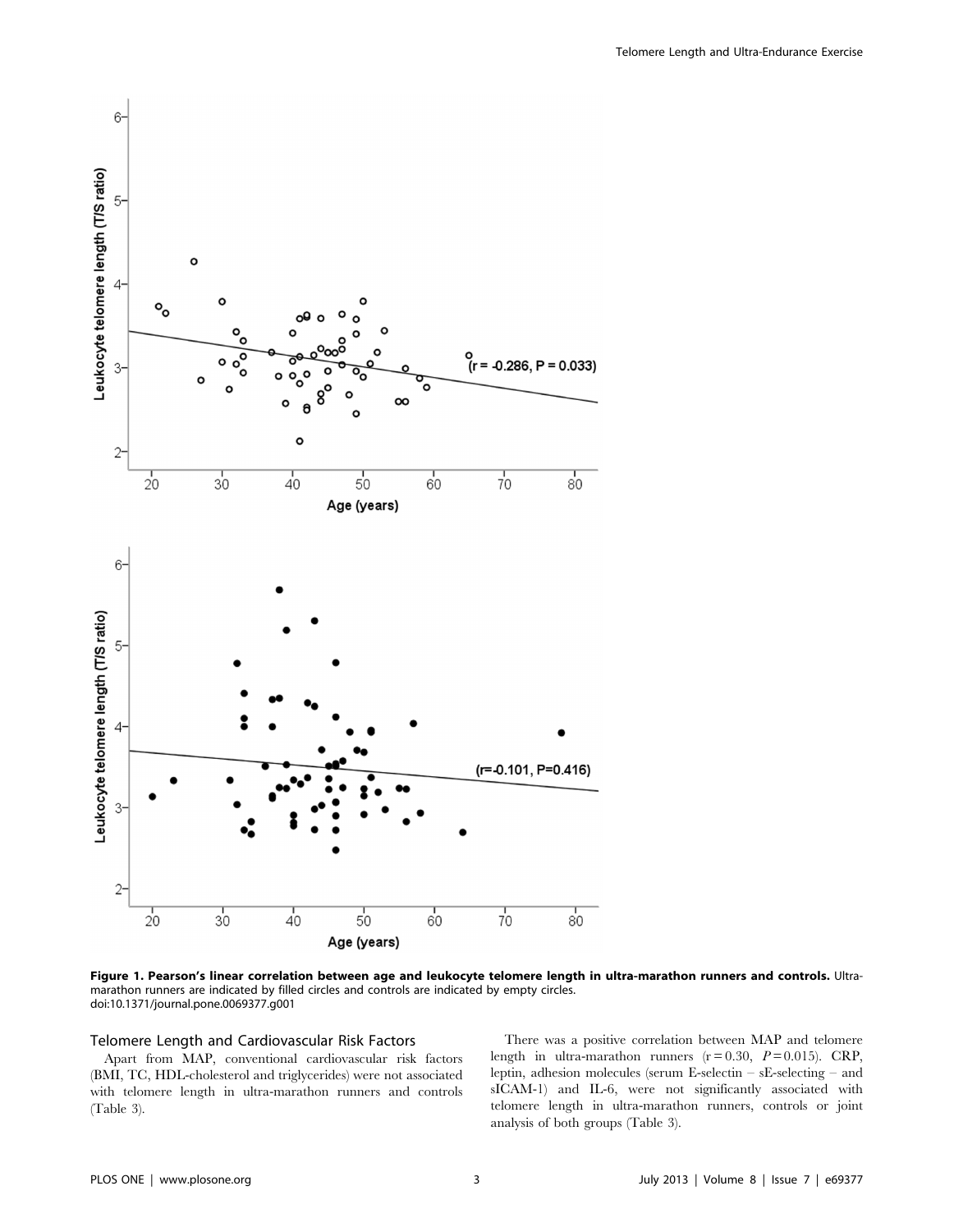Figure 1. Pearson's linear correlation between age and leukocyte telomere length in ultra-marathon runners and controls. Ultra-marathon runners are indicated by filled circles and controls are indicated by empty circles.
doi:10.1371/journal.pone.0069377.g001

### Telomere Length and Cardiovascular Risk Factors

Apart from MAP, conventional cardiovascular risk factors (BMI, TC, HDL-cholesterol and triglycerides) were not associated with telomere length in ultra-marathon runners and controls (Table 3).

There was a positive correlation between MAP and telomere length in ultra-marathon runners ($r = 0.30$, $P = 0.015$). CRP, leptin, adhesion molecules (serum E-selectin – sE-selecting – and sICAM-1) and IL-6, were not significantly associated with telomere length in ultra-marathon runners, controls or joint analysis of both groups (Table 3).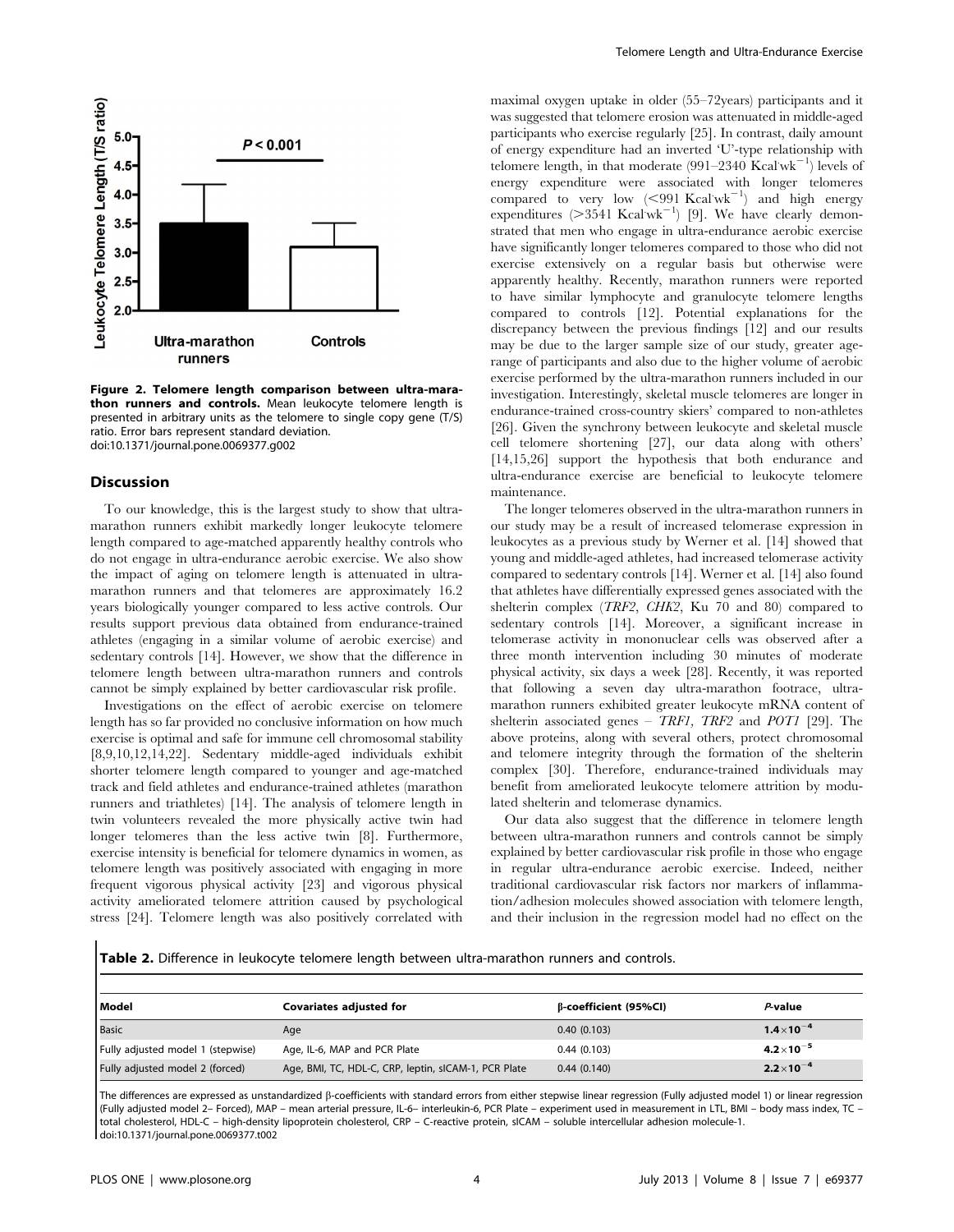**Figure 2. Telomere length comparison between ultra-marathon runners and controls.** Mean leukocyte telomere length is presented in arbitrary units as the telomere to single copy gene (T/S) ratio. Error bars represent standard deviation.
doi:10.1371/journal.pone.0069377.g002

## Discussion

To our knowledge, this is the largest study to show that ultra-marathon runners exhibit markedly longer leukocyte telomere length compared to age-matched apparently healthy controls who do not engage in ultra-endurance aerobic exercise. We also show the impact of aging on telomere length is attenuated in ultra-marathon runners and that telomeres are approximately 16.2 years biologically younger compared to less active controls. Our results support previous data obtained from endurance-trained athletes (engaging in a similar volume of aerobic exercise) and sedentary controls [14]. However, we show that the difference in telomere length between ultra-marathon runners and controls cannot be simply explained by better cardiovascular risk profile.

Investigations on the effect of aerobic exercise on telomere length has so far provided no conclusive information on how much exercise is optimal and safe for immune cell chromosomal stability [8,9,10,12,14,22]. Sedentary middle-aged individuals exhibit shorter telomere length compared to younger and age-matched track and field athletes and endurance-trained athletes (marathon runners and triathletes) [14]. The analysis of telomere length in twin volunteers revealed the more physically active twin had longer telomeres than the less active twin [8]. Furthermore, exercise intensity is beneficial for telomere dynamics in women, as telomere length was positively associated with engaging in more frequent vigorous physical activity [23] and vigorous physical activity ameliorated telomere attrition caused by psychological stress [24]. Telomere length was also positively correlated with maximal oxygen uptake in older (55–72years) participants and it was suggested that telomere erosion was attenuated in middle-aged participants who exercise regularly [25]. In contrast, daily amount of energy expenditure had an inverted 'U'-type relationship with telomere length, in that moderate (991–2340 Kcal·wk$^{-1}$) levels of energy expenditure were associated with longer telomeres compared to very low (<991 Kcal·wk$^{-1}$) and high energy expenditures (>3541 Kcal·wk$^{-1}$) [9]. We have clearly demonstrated that men who engage in ultra-endurance aerobic exercise have significantly longer telomeres compared to those who did not exercise extensively on a regular basis but otherwise were apparently healthy. Recently, marathon runners were reported to have similar lymphocyte and granulocyte telomere lengths compared to controls [12]. Potential explanations for the discrepancy between the previous findings [12] and our results may be due to the larger sample size of our study, greater age-range of participants and also due to the higher volume of aerobic exercise performed by the ultra-marathon runners included in our investigation. Interestingly, skeletal muscle telomeres are longer in endurance-trained cross-country skiers' compared to non-athletes [26]. Given the synchrony between leukocyte and skeletal muscle cell telomere shortening [27], our data along with others' [14,15,26] support the hypothesis that both endurance and ultra-endurance exercise are beneficial to leukocyte telomere maintenance.

The longer telomeres observed in the ultra-marathon runners in our study may be a result of increased telomerase expression in leukocytes as a previous study by Werner et al. [14] showed that young and middle-aged athletes, had increased telomerase activity compared to sedentary controls [14]. Werner et al. [14] also found that athletes have differentially expressed genes associated with the shelterin complex (*TRF2*, *CHK2*, Ku 70 and 80) compared to sedentary controls [14]. Moreover, a significant increase in telomerase activity in mononuclear cells was observed after a three month intervention including 30 minutes of moderate physical activity, six days a week [28]. Recently, it was reported that following a seven day ultra-marathon footrace, ultra-marathon runners exhibited greater leukocyte mRNA content of shelterin associated genes – *TRF1*, *TRF2* and *POT1* [29]. The above proteins, along with several others, protect chromosomal and telomere integrity through the formation of the shelterin complex [30]. Therefore, endurance-trained individuals may benefit from ameliorated leukocyte telomere attrition by modulated shelterin and telomerase dynamics.

Our data also suggest that the difference in telomere length between ultra-marathon runners and controls cannot be simply explained by better cardiovascular risk profile in those who engage in regular ultra-endurance aerobic exercise. Indeed, neither traditional cardiovascular risk factors nor markers of inflammation/adhesion molecules showed association with telomere length, and their inclusion in the regression model had no effect on the

**Table 2.** Difference in leukocyte telomere length between ultra-marathon runners and controls.

| Model | Covariates adjusted for | β-coefficient (95%CI) | *P*-value |
|---|---|---|---|
| Basic | Age | 0.40 (0.103) | $1.4\times10^{-4}$ |
| Fully adjusted model 1 (stepwise) | Age, IL-6, MAP and PCR Plate | 0.44 (0.103) | $4.2\times10^{-5}$ |
| Fully adjusted model 2 (forced) | Age, BMI, TC, HDL-C, CRP, leptin, sICAM-1, PCR Plate | 0.44 (0.140) | $2.2\times10^{-4}$ |

The differences are expressed as unstandardized β-coefficients with standard errors from either stepwise linear regression (Fully adjusted model 1) or linear regression (Fully adjusted model 2– Forced), MAP – mean arterial pressure, IL-6– interleukin-6, PCR Plate – experiment used in measurement in LTL, BMI – body mass index, TC – total cholesterol, HDL-C – high-density lipoprotein cholesterol, CRP – C-reactive protein, sICAM – soluble intercellular adhesion molecule-1.
doi:10.1371/journal.pone.0069377.t002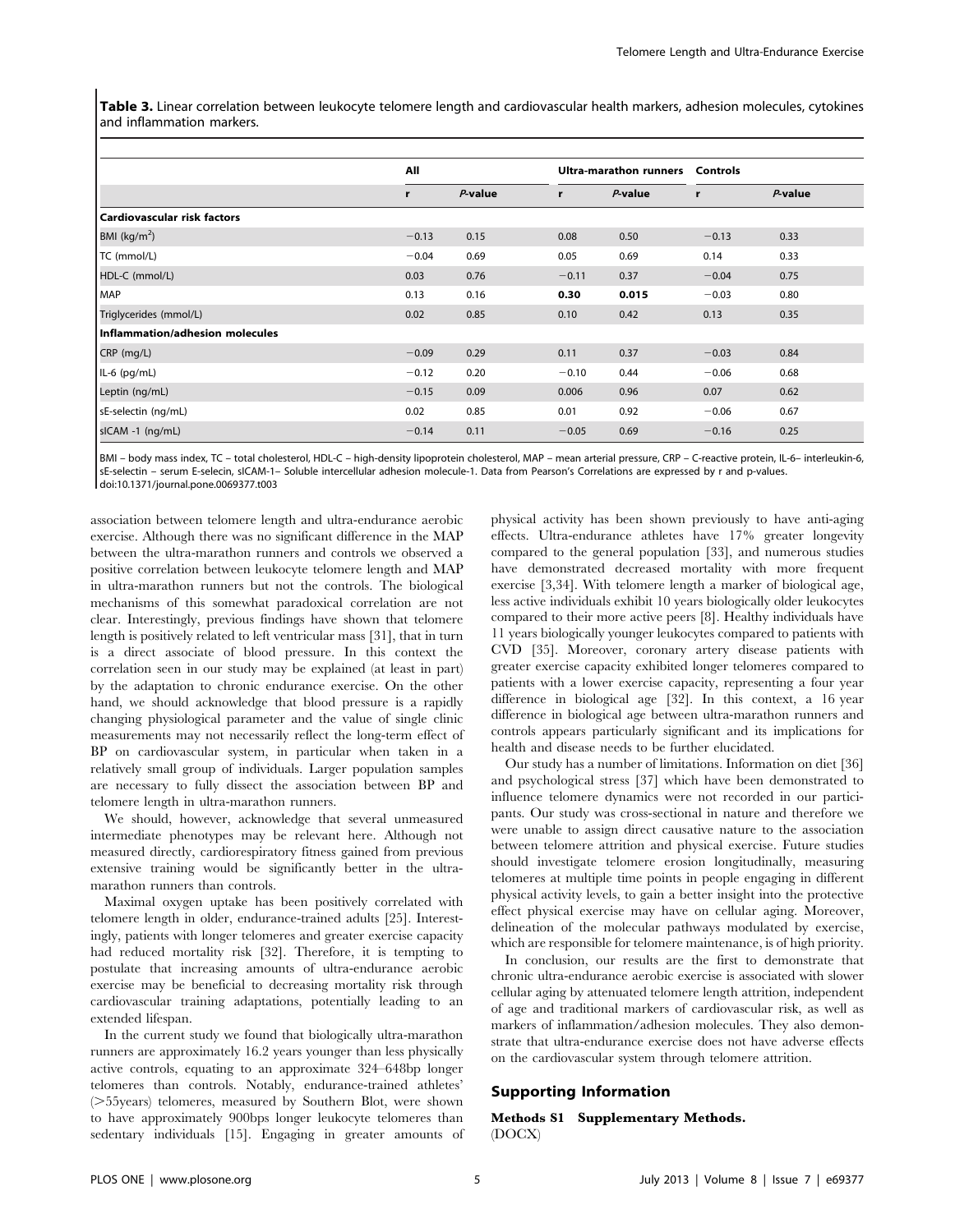**Table 3.** Linear correlation between leukocyte telomere length and cardiovascular health markers, adhesion molecules, cytokines and inflammation markers.

| | All | | Ultra-marathon runners | | Controls | |
|---|---|---|---|---|---|---|
| | r | *P*-value | r | *P*-value | r | *P*-value |
| **Cardiovascular risk factors** | | | | | | |
| BMI ($kg/m^2$) | −0.13 | 0.15 | 0.08 | 0.50 | −0.13 | 0.33 |
| TC (mmol/L) | −0.04 | 0.69 | 0.05 | 0.69 | 0.14 | 0.33 |
| HDL-C (mmol/L) | 0.03 | 0.76 | −0.11 | 0.37 | −0.04 | 0.75 |
| MAP | 0.13 | 0.16 | **0.30** | **0.015** | −0.03 | 0.80 |
| Triglycerides (mmol/L) | 0.02 | 0.85 | 0.10 | 0.42 | 0.13 | 0.35 |
| **Inflammation/adhesion molecules** | | | | | | |
| CRP (mg/L) | −0.09 | 0.29 | 0.11 | 0.37 | −0.03 | 0.84 |
| IL-6 (pg/mL) | −0.12 | 0.20 | −0.10 | 0.44 | −0.06 | 0.68 |
| Leptin (ng/mL) | −0.15 | 0.09 | 0.006 | 0.96 | 0.07 | 0.62 |
| sE-selectin (ng/mL) | 0.02 | 0.85 | 0.01 | 0.92 | −0.06 | 0.67 |
| sICAM -1 (ng/mL) | −0.14 | 0.11 | −0.05 | 0.69 | −0.16 | 0.25 |

BMI – body mass index, TC – total cholesterol, HDL-C – high-density lipoprotein cholesterol, MAP – mean arterial pressure, CRP – C-reactive protein, IL-6– interleukin-6, sE-selectin – serum E-selecin, sICAM-1– Soluble intercellular adhesion molecule-1. Data from Pearson's Correlations are expressed by r and p-values.
doi:10.1371/journal.pone.0069377.t003

association between telomere length and ultra-endurance aerobic exercise. Although there was no significant difference in the MAP between the ultra-marathon runners and controls we observed a positive correlation between leukocyte telomere length and MAP in ultra-marathon runners but not the controls. The biological mechanisms of this somewhat paradoxical correlation are not clear. Interestingly, previous findings have shown that telomere length is positively related to left ventricular mass [31], that in turn is a direct associate of blood pressure. In this context the correlation seen in our study may be explained (at least in part) by the adaptation to chronic endurance exercise. On the other hand, we should acknowledge that blood pressure is a rapidly changing physiological parameter and the value of single clinic measurements may not necessarily reflect the long-term effect of BP on cardiovascular system, in particular when taken in a relatively small group of individuals. Larger population samples are necessary to fully dissect the association between BP and telomere length in ultra-marathon runners.

We should, however, acknowledge that several unmeasured intermediate phenotypes may be relevant here. Although not measured directly, cardiorespiratory fitness gained from previous extensive training would be significantly better in the ultra-marathon runners than controls.

Maximal oxygen uptake has been positively correlated with telomere length in older, endurance-trained adults [25]. Interestingly, patients with longer telomeres and greater exercise capacity had reduced mortality risk [32]. Therefore, it is tempting to postulate that increasing amounts of ultra-endurance aerobic exercise may be beneficial to decreasing mortality risk through cardiovascular training adaptations, potentially leading to an extended lifespan.

In the current study we found that biologically ultra-marathon runners are approximately 16.2 years younger than less physically active controls, equating to an approximate 324–648bp longer telomeres than controls. Notably, endurance-trained athletes' (>55years) telomeres, measured by Southern Blot, were shown to have approximately 900bps longer leukocyte telomeres than sedentary individuals [15]. Engaging in greater amounts of physical activity has been shown previously to have anti-aging effects. Ultra-endurance athletes have 17% greater longevity compared to the general population [33], and numerous studies have demonstrated decreased mortality with more frequent exercise [3,34]. With telomere length a marker of biological age, less active individuals exhibit 10 years biologically older leukocytes compared to their more active peers [8]. Healthy individuals have 11 years biologically younger leukocytes compared to patients with CVD [35]. Moreover, coronary artery disease patients with greater exercise capacity exhibited longer telomeres compared to patients with a lower exercise capacity, representing a four year difference in biological age [32]. In this context, a 16 year difference in biological age between ultra-marathon runners and controls appears particularly significant and its implications for health and disease needs to be further elucidated.

Our study has a number of limitations. Information on diet [36] and psychological stress [37] which have been demonstrated to influence telomere dynamics were not recorded in our participants. Our study was cross-sectional in nature and therefore we were unable to assign direct causative nature to the association between telomere attrition and physical exercise. Future studies should investigate telomere erosion longitudinally, measuring telomeres at multiple time points in people engaging in different physical activity levels, to gain a better insight into the protective effect physical exercise may have on cellular aging. Moreover, delineation of the molecular pathways modulated by exercise, which are responsible for telomere maintenance, is of high priority.

In conclusion, our results are the first to demonstrate that chronic ultra-endurance aerobic exercise is associated with slower cellular aging by attenuated telomere length attrition, independent of age and traditional markers of cardiovascular risk, as well as markers of inflammation/adhesion molecules. They also demonstrate that ultra-endurance exercise does not have adverse effects on the cardiovascular system through telomere attrition.

## Supporting Information

**Methods S1 Supplementary Methods.**
(DOCX)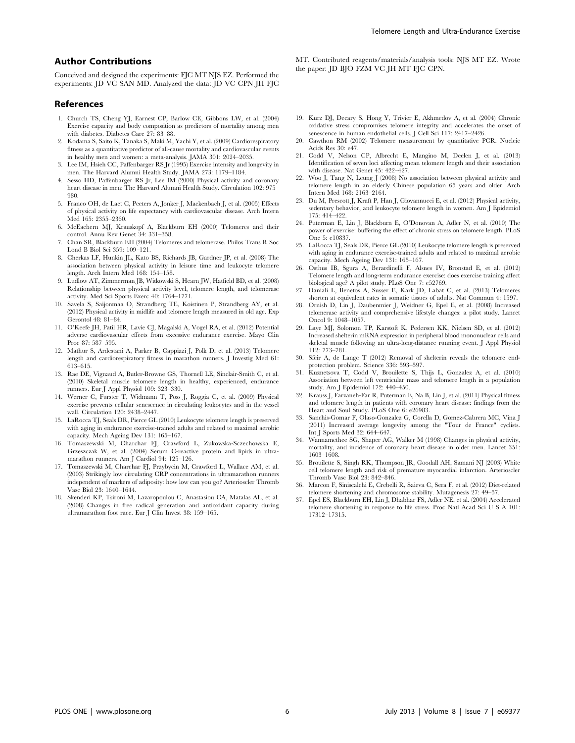## Author Contributions

Conceived and designed the experiments: FJC MT NJS EZ. Performed the experiments: JD VC SAN MD. Analyzed the data: JD VC CPN JH FJC MT. Contributed reagents/materials/analysis tools: NJS MT EZ. Wrote the paper: JD BJO FZM VC JH MT FJC CPN.

## References

1. Church TS, Cheng YJ, Earnest CP, Barlow CE, Gibbons LW, et al. (2004) Exercise capacity and body composition as predictors of mortality among men with diabetes. Diabetes Care 27: 83–88.
2. Kodama S, Saito K, Tanaka S, Maki M, Yachi Y, et al. (2009) Cardiorespiratory fitness as a quantitative predictor of all-cause mortality and cardiovascular events in healthy men and women: a meta-analysis. JAMA 301: 2024–2035.
3. Lee IM, Hsieh CC, Paffenbarger RS Jr (1995) Exercise intensity and longevity in men. The Harvard Alumni Health Study. JAMA 273: 1179–1184.
4. Sesso HD, Paffenbarger RS Jr, Lee IM (2000) Physical activity and coronary heart disease in men: The Harvard Alumni Health Study. Circulation 102: 975–980.
5. Franco OH, de Laet C, Peeters A, Jonker J, Mackenbach J, et al. (2005) Effects of physical activity on life expectancy with cardiovascular disease. Arch Intern Med 165: 2355–2360.
6. McEachern MJ, Krauskopf A, Blackburn EH (2000) Telomeres and their control. Annu Rev Genet 34: 331–358.
7. Chan SR, Blackburn EH (2004) Telomeres and telomerase. Philos Trans R Soc Lond B Biol Sci 359: 109–121.
8. Cherkas LF, Hunkin JL, Kato BS, Richards JB, Gardner JP, et al. (2008) The association between physical activity in leisure time and leukocyte telomere length. Arch Intern Med 168: 154–158.
9. Ludlow AT, Zimmerman JB, Witkowski S, Hearn JW, Hatfield BD, et al. (2008) Relationship between physical activity level, telomere length, and telomerase activity. Med Sci Sports Exerc 40: 1764–1771.
10. Savela S, Saijonmaa O, Strandberg TE, Koistinen P, Strandberg AY, et al. (2012) Physical activity in midlife and telomere length measured in old age. Exp Gerontol 48: 81–84.
11. O'Keefe JH, Patil HR, Lavie CJ, Magalski A, Vogel RA, et al. (2012) Potential adverse cardiovascular effects from excessive endurance exercise. Mayo Clin Proc 87: 587–595.
12. Mathur S, Ardestani A, Parker B, Cappizzi J, Polk D, et al. (2013) Telomere length and cardiorespiratory fitness in marathon runners. J Investig Med 61: 613–615.
13. Rae DE, Vignaud A, Butler-Browne GS, Thornell LE, Sinclair-Smith C, et al. (2010) Skeletal muscle telomere length in healthy, experienced, endurance runners. Eur J Appl Physiol 109: 323–330.
14. Werner C, Furster T, Widmann T, Poss J, Roggia C, et al. (2009) Physical exercise prevents cellular senescence in circulating leukocytes and in the vessel wall. Circulation 120: 2438–2447.
15. LaRocca TJ, Seals DR, Pierce GL (2010) Leukocyte telomere length is preserved with aging in endurance exercise-trained adults and related to maximal aerobic capacity. Mech Ageing Dev 131: 165–167.
16. Tomaszewski M, Charchar FJ, Crawford L, Zukowska-Sczechowska E, Grzeszczak W, et al. (2004) Serum C-reactive protein and lipids in ultra-marathon runners. Am J Cardiol 94: 125–126.
17. Tomaszewski M, Charchar FJ, Przybycin M, Crawford L, Wallace AM, et al. (2003) Strikingly low circulating CRP concentrations in ultramarathon runners independent of markers of adiposity: how low can you go? Arterioscler Thromb Vasc Biol 23: 1640–1644.
18. Skenderi KP, Tsironi M, Lazaropoulou C, Anastasiou CA, Matalas AL, et al. (2008) Changes in free radical generation and antioxidant capacity during ultramarathon foot race. Eur J Clin Invest 38: 159–165.
19. Kurz DJ, Decary S, Hong Y, Trivier E, Akhmedov A, et al. (2004) Chronic oxidative stress compromises telomere integrity and accelerates the onset of senescence in human endothelial cells. J Cell Sci 117: 2417–2426.
20. Cawthon RM (2002) Telomere measurement by quantitative PCR. Nucleic Acids Res 30: e47.
21. Codd V, Nelson CP, Albrecht E, Mangino M, Deelen J, et al. (2013) Identification of seven loci affecting mean telomere length and their association with disease. Nat Genet 45: 422–427.
22. Woo J, Tang N, Leung J (2008) No association between physical activity and telomere length in an elderly Chinese population 65 years and older. Arch Intern Med 168: 2163–2164.
23. Du M, Prescott J, Kraft P, Han J, Giovannucci E, et al. (2012) Physical activity, sedentary behavior, and leukocyte telomere length in women. Am J Epidemiol 175: 414–422.
24. Puterman E, Lin J, Blackburn E, O'Donovan A, Adler N, et al. (2010) The power of exercise: buffering the effect of chronic stress on telomere length. PLoS One 5: e10837.
25. LaRocca TJ, Seals DR, Pierce GL (2010) Leukocyte telomere length is preserved with aging in endurance exercise-trained adults and related to maximal aerobic capacity. Mech Ageing Dev 131: 165–167.
26. Osthus IB, Sgura A, Berardinelli F, Alsnes IV, Bronstad E, et al. (2012) Telomere length and long-term endurance exercise: does exercise training affect biological age? A pilot study. PLoS One 7: e52769.
27. Daniali L, Benetos A, Susser E, Kark JD, Labat C, et al. (2013) Telomeres shorten at equivalent rates in somatic tissues of adults. Nat Commun 4: 1597.
28. Ornish D, Lin J, Daubenmier J, Weidner G, Epel E, et al. (2008) Increased telomerase activity and comprehensive lifestyle changes: a pilot study. Lancet Oncol 9: 1048–1057.
29. Laye MJ, Solomon TP, Karstoft K, Pedersen KK, Nielsen SD, et al. (2012) Increased shelterin mRNA expression in peripheral blood mononuclear cells and skeletal muscle following an ultra-long-distance running event. J Appl Physiol 112: 773–781.
30. Sfeir A, de Lange T (2012) Removal of shelterin reveals the telomere end-protection problem. Science 336: 593–597.
31. Kuznetsova T, Codd V, Brouilette S, Thijs L, Gonzalez A, et al. (2010) Association between left ventricular mass and telomere length in a population study. Am J Epidemiol 172: 440–450.
32. Krauss J, Farzaneh-Far R, Puterman E, Na B, Lin J, et al. (2011) Physical fitness and telomere length in patients with coronary heart disease: findings from the Heart and Soul Study. PLoS One 6: e26983.
33. Sanchis-Gomar F, Olaso-Gonzalez G, Corella D, Gomez-Cabrera MC, Vina J (2011) Increased average longevity among the "Tour de France" cyclists. Int J Sports Med 32: 644–647.
34. Wannamethee SG, Shaper AG, Walker M (1998) Changes in physical activity, mortality, and incidence of coronary heart disease in older men. Lancet 351: 1603–1608.
35. Brouilette S, Singh RK, Thompson JR, Goodall AH, Samani NJ (2003) White cell telomere length and risk of premature myocardial infarction. Arterioscler Thromb Vasc Biol 23: 842–846.
36. Marcon F, Siniscalchi E, Crebelli R, Saieva C, Sera F, et al. (2012) Diet-related telomere shortening and chromosome stability. Mutagenesis 27: 49–57.
37. Epel ES, Blackburn EH, Lin J, Dhabhar FS, Adler NE, et al. (2004) Accelerated telomere shortening in response to life stress. Proc Natl Acad Sci U S A 101: 17312–17315.